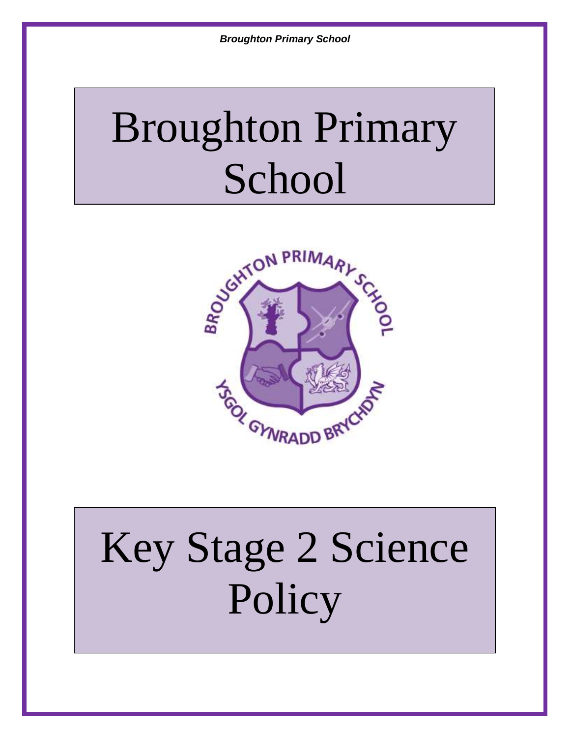# Broughton Primary School

# Key Stage 2 Science Policy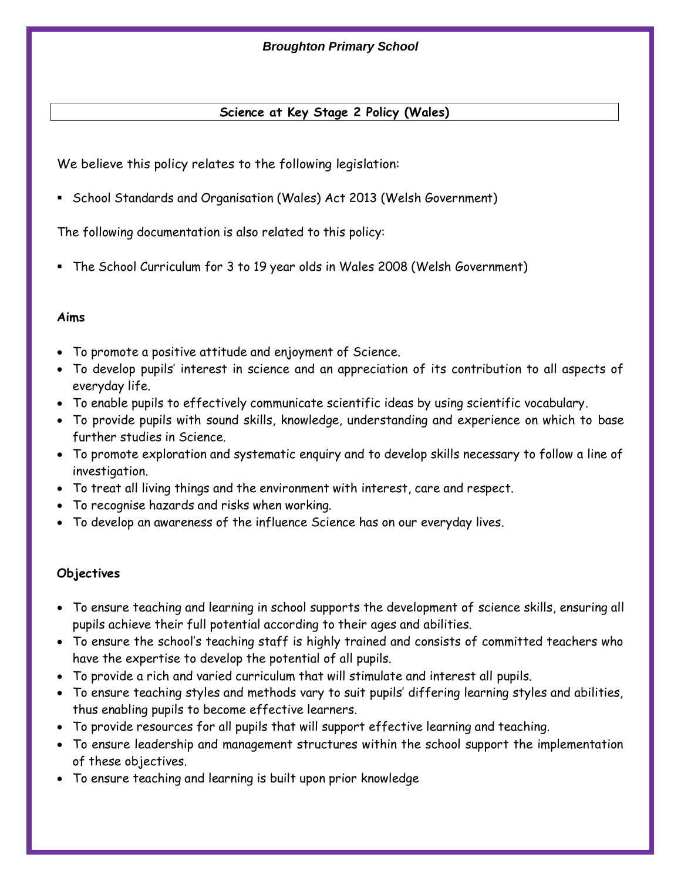*Broughton Primary School*

## Science at Key Stage 2 Policy (Wales)

We believe this policy relates to the following legislation:

- School Standards and Organisation (Wales) Act 2013 (Welsh Government)

The following documentation is also related to this policy:

- The School Curriculum for 3 to 19 year olds in Wales 2008 (Welsh Government)

### Aims

- To promote a positive attitude and enjoyment of Science.
- To develop pupils' interest in science and an appreciation of its contribution to all aspects of everyday life.
- To enable pupils to effectively communicate scientific ideas by using scientific vocabulary.
- To provide pupils with sound skills, knowledge, understanding and experience on which to base further studies in Science.
- To promote exploration and systematic enquiry and to develop skills necessary to follow a line of investigation.
- To treat all living things and the environment with interest, care and respect.
- To recognise hazards and risks when working.
- To develop an awareness of the influence Science has on our everyday lives.

### Objectives

- To ensure teaching and learning in school supports the development of science skills, ensuring all pupils achieve their full potential according to their ages and abilities.
- To ensure the school's teaching staff is highly trained and consists of committed teachers who have the expertise to develop the potential of all pupils.
- To provide a rich and varied curriculum that will stimulate and interest all pupils.
- To ensure teaching styles and methods vary to suit pupils' differing learning styles and abilities, thus enabling pupils to become effective learners.
- To provide resources for all pupils that will support effective learning and teaching.
- To ensure leadership and management structures within the school support the implementation of these objectives.
- To ensure teaching and learning is built upon prior knowledge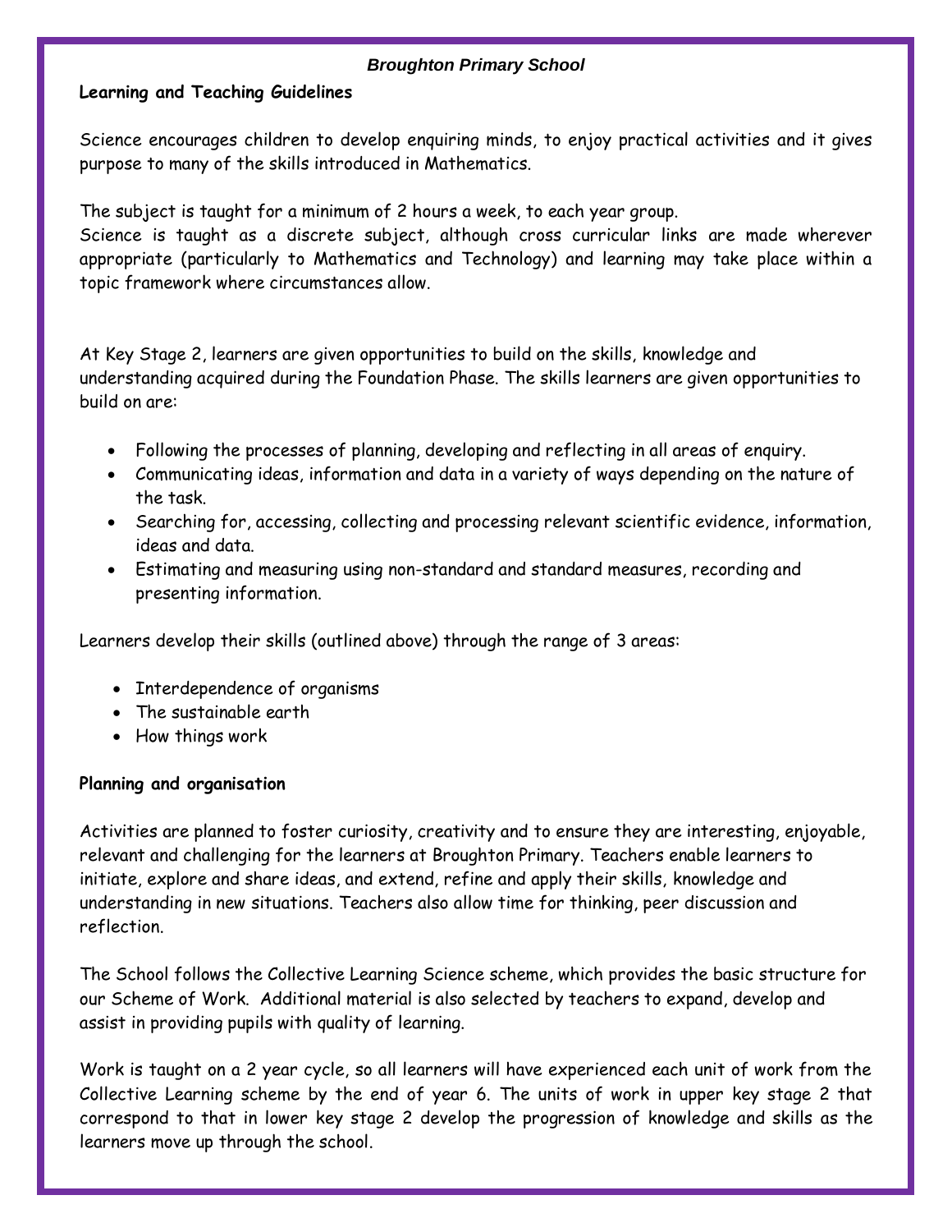*Broughton Primary School*

**Learning and Teaching Guidelines**

Science encourages children to develop enquiring minds, to enjoy practical activities and it gives purpose to many of the skills introduced in Mathematics.

The subject is taught for a minimum of 2 hours a week, to each year group.
Science is taught as a discrete subject, although cross curricular links are made wherever appropriate (particularly to Mathematics and Technology) and learning may take place within a topic framework where circumstances allow.

At Key Stage 2, learners are given opportunities to build on the skills, knowledge and understanding acquired during the Foundation Phase. The skills learners are given opportunities to build on are:

- Following the processes of planning, developing and reflecting in all areas of enquiry.
- Communicating ideas, information and data in a variety of ways depending on the nature of the task.
- Searching for, accessing, collecting and processing relevant scientific evidence, information, ideas and data.
- Estimating and measuring using non-standard and standard measures, recording and presenting information.

Learners develop their skills (outlined above) through the range of 3 areas:

- Interdependence of organisms
- The sustainable earth
- How things work

**Planning and organisation**

Activities are planned to foster curiosity, creativity and to ensure they are interesting, enjoyable, relevant and challenging for the learners at Broughton Primary. Teachers enable learners to initiate, explore and share ideas, and extend, refine and apply their skills, knowledge and understanding in new situations. Teachers also allow time for thinking, peer discussion and reflection.

The School follows the Collective Learning Science scheme, which provides the basic structure for our Scheme of Work. Additional material is also selected by teachers to expand, develop and assist in providing pupils with quality of learning.

Work is taught on a 2 year cycle, so all learners will have experienced each unit of work from the Collective Learning scheme by the end of year 6. The units of work in upper key stage 2 that correspond to that in lower key stage 2 develop the progression of knowledge and skills as the learners move up through the school.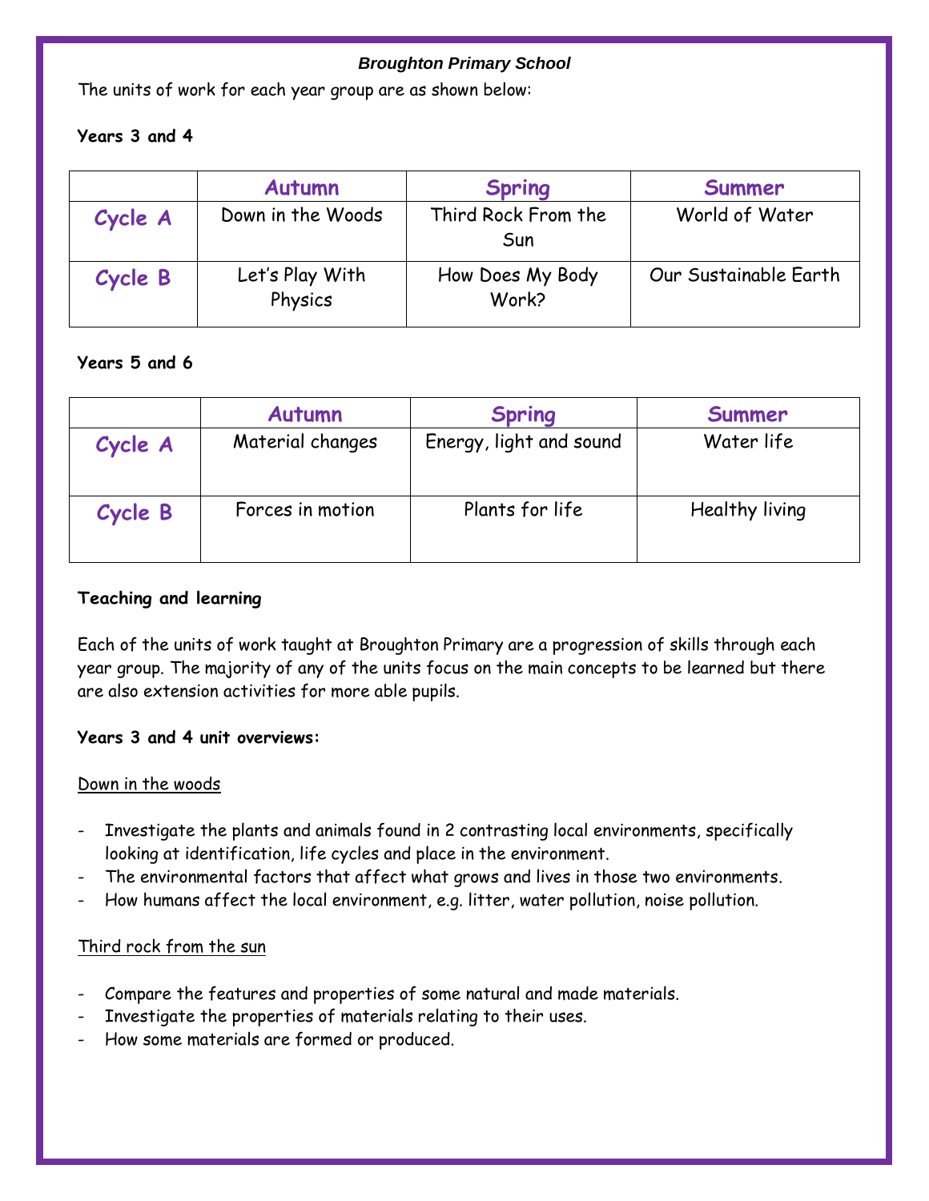***Broughton Primary School***

The units of work for each year group are as shown below:

**Years 3 and 4**

| | Autumn | Spring | Summer |
|---|---|---|---|
| **Cycle A** | Down in the Woods | Third Rock From the Sun | World of Water |
| **Cycle B** | Let's Play With Physics | How Does My Body Work? | Our Sustainable Earth |

**Years 5 and 6**

| | Autumn | Spring | Summer |
|---|---|---|---|
| **Cycle A** | Material changes | Energy, light and sound | Water life |
| **Cycle B** | Forces in motion | Plants for life | Healthy living |

**Teaching and learning**

Each of the units of work taught at Broughton Primary are a progression of skills through each year group. The majority of any of the units focus on the main concepts to be learned but there are also extension activities for more able pupils.

**Years 3 and 4 unit overviews:**

<u>Down in the woods</u>

- Investigate the plants and animals found in 2 contrasting local environments, specifically looking at identification, life cycles and place in the environment.
- The environmental factors that affect what grows and lives in those two environments.
- How humans affect the local environment, e.g. litter, water pollution, noise pollution.

<u>Third rock from the sun</u>

- Compare the features and properties of some natural and made materials.
- Investigate the properties of materials relating to their uses.
- How some materials are formed or produced.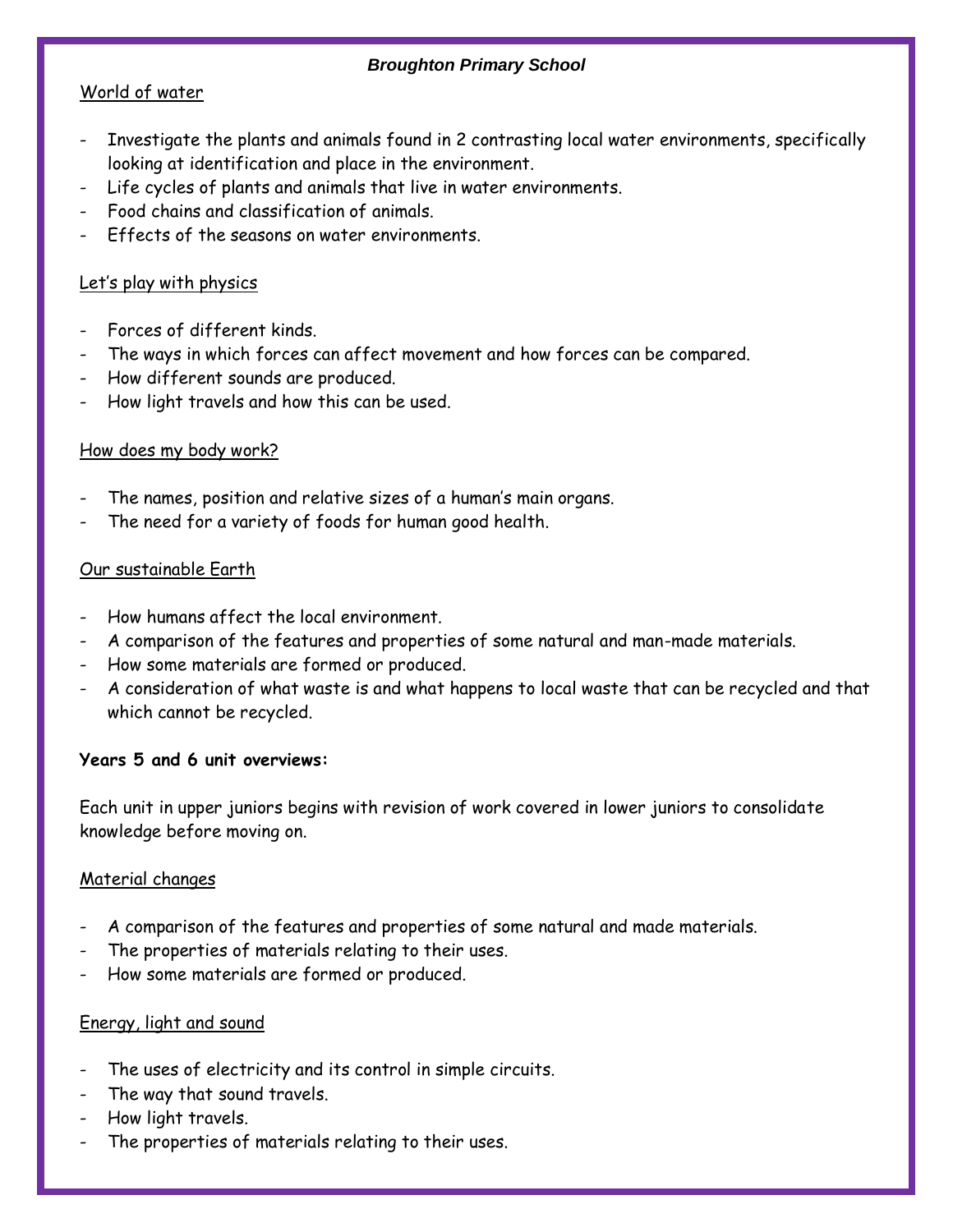**Broughton Primary School**

World of water

- Investigate the plants and animals found in 2 contrasting local water environments, specifically looking at identification and place in the environment.
- Life cycles of plants and animals that live in water environments.
- Food chains and classification of animals.
- Effects of the seasons on water environments.

Let's play with physics

- Forces of different kinds.
- The ways in which forces can affect movement and how forces can be compared.
- How different sounds are produced.
- How light travels and how this can be used.

How does my body work?

- The names, position and relative sizes of a human's main organs.
- The need for a variety of foods for human good health.

Our sustainable Earth

- How humans affect the local environment.
- A comparison of the features and properties of some natural and man-made materials.
- How some materials are formed or produced.
- A consideration of what waste is and what happens to local waste that can be recycled and that which cannot be recycled.

**Years 5 and 6 unit overviews:**

Each unit in upper juniors begins with revision of work covered in lower juniors to consolidate knowledge before moving on.

Material changes

- A comparison of the features and properties of some natural and made materials.
- The properties of materials relating to their uses.
- How some materials are formed or produced.

Energy, light and sound

- The uses of electricity and its control in simple circuits.
- The way that sound travels.
- How light travels.
- The properties of materials relating to their uses.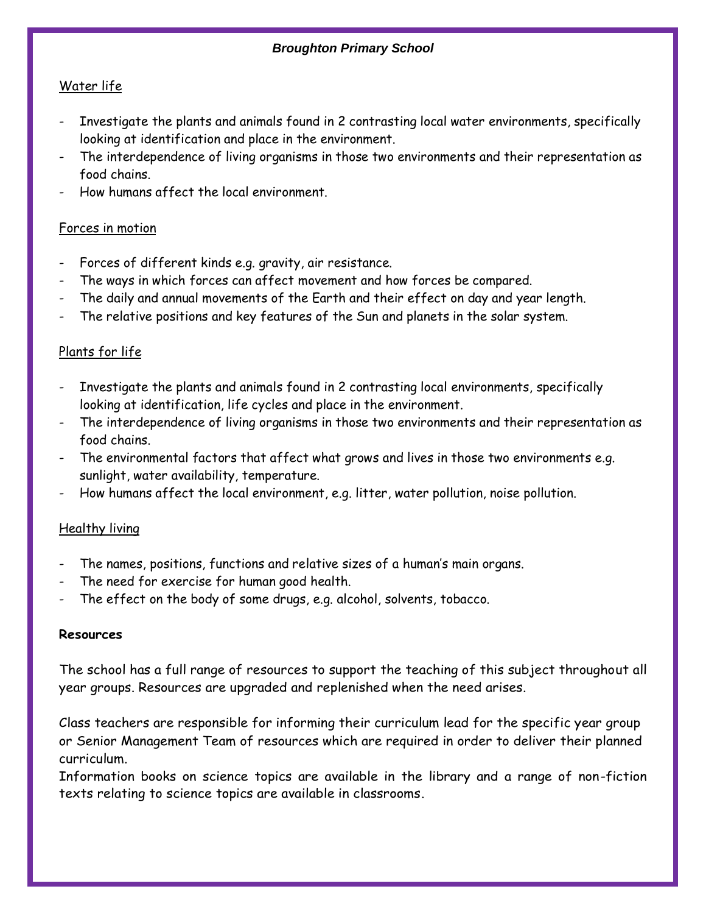Water life

- Investigate the plants and animals found in 2 contrasting local water environments, specifically looking at identification and place in the environment.
- The interdependence of living organisms in those two environments and their representation as food chains.
- How humans affect the local environment.

Forces in motion

- Forces of different kinds e.g. gravity, air resistance.
- The ways in which forces can affect movement and how forces be compared.
- The daily and annual movements of the Earth and their effect on day and year length.
- The relative positions and key features of the Sun and planets in the solar system.

Plants for life

- Investigate the plants and animals found in 2 contrasting local environments, specifically looking at identification, life cycles and place in the environment.
- The interdependence of living organisms in those two environments and their representation as food chains.
- The environmental factors that affect what grows and lives in those two environments e.g. sunlight, water availability, temperature.
- How humans affect the local environment, e.g. litter, water pollution, noise pollution.

Healthy living

- The names, positions, functions and relative sizes of a human's main organs.
- The need for exercise for human good health.
- The effect on the body of some drugs, e.g. alcohol, solvents, tobacco.

**Resources**

The school has a full range of resources to support the teaching of this subject throughout all year groups. Resources are upgraded and replenished when the need arises.

Class teachers are responsible for informing their curriculum lead for the specific year group or Senior Management Team of resources which are required in order to deliver their planned curriculum.
Information books on science topics are available in the library and a range of non-fiction texts relating to science topics are available in classrooms.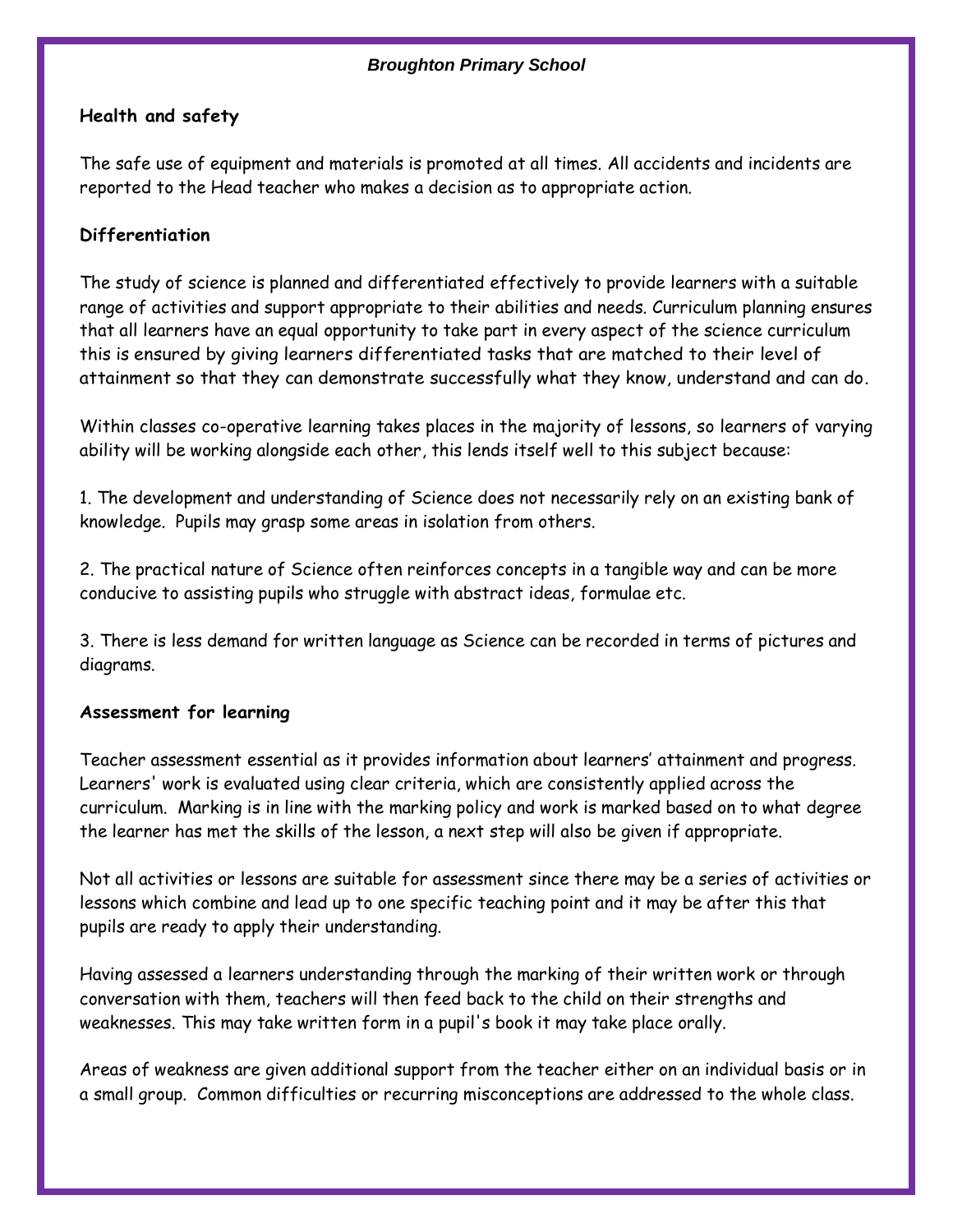## Health and safety

The safe use of equipment and materials is promoted at all times. All accidents and incidents are reported to the Head teacher who makes a decision as to appropriate action.

## Differentiation

The study of science is planned and differentiated effectively to provide learners with a suitable range of activities and support appropriate to their abilities and needs. Curriculum planning ensures that all learners have an equal opportunity to take part in every aspect of the science curriculum this is ensured by giving learners differentiated tasks that are matched to their level of attainment so that they can demonstrate successfully what they know, understand and can do.

Within classes co-operative learning takes places in the majority of lessons, so learners of varying ability will be working alongside each other, this lends itself well to this subject because:

1. The development and understanding of Science does not necessarily rely on an existing bank of knowledge. Pupils may grasp some areas in isolation from others.

2. The practical nature of Science often reinforces concepts in a tangible way and can be more conducive to assisting pupils who struggle with abstract ideas, formulae etc.

3. There is less demand for written language as Science can be recorded in terms of pictures and diagrams.

## Assessment for learning

Teacher assessment essential as it provides information about learners' attainment and progress. Learners' work is evaluated using clear criteria, which are consistently applied across the curriculum. Marking is in line with the marking policy and work is marked based on to what degree the learner has met the skills of the lesson, a next step will also be given if appropriate.

Not all activities or lessons are suitable for assessment since there may be a series of activities or lessons which combine and lead up to one specific teaching point and it may be after this that pupils are ready to apply their understanding.

Having assessed a learners understanding through the marking of their written work or through conversation with them, teachers will then feed back to the child on their strengths and weaknesses. This may take written form in a pupil's book it may take place orally.

Areas of weakness are given additional support from the teacher either on an individual basis or in a small group. Common difficulties or recurring misconceptions are addressed to the whole class.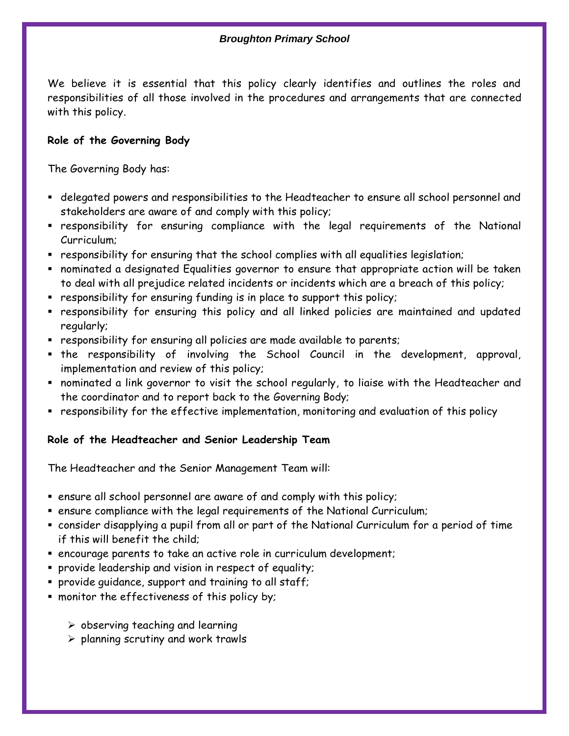We believe it is essential that this policy clearly identifies and outlines the roles and responsibilities of all those involved in the procedures and arrangements that are connected with this policy.

**Role of the Governing Body**

The Governing Body has:

- delegated powers and responsibilities to the Headteacher to ensure all school personnel and stakeholders are aware of and comply with this policy;
- responsibility for ensuring compliance with the legal requirements of the National Curriculum;
- responsibility for ensuring that the school complies with all equalities legislation;
- nominated a designated Equalities governor to ensure that appropriate action will be taken to deal with all prejudice related incidents or incidents which are a breach of this policy;
- responsibility for ensuring funding is in place to support this policy;
- responsibility for ensuring this policy and all linked policies are maintained and updated regularly;
- responsibility for ensuring all policies are made available to parents;
- the responsibility of involving the School Council in the development, approval, implementation and review of this policy;
- nominated a link governor to visit the school regularly, to liaise with the Headteacher and the coordinator and to report back to the Governing Body;
- responsibility for the effective implementation, monitoring and evaluation of this policy

**Role of the Headteacher and Senior Leadership Team**

The Headteacher and the Senior Management Team will:

- ensure all school personnel are aware of and comply with this policy;
- ensure compliance with the legal requirements of the National Curriculum;
- consider disapplying a pupil from all or part of the National Curriculum for a period of time if this will benefit the child;
- encourage parents to take an active role in curriculum development;
- provide leadership and vision in respect of equality;
- provide guidance, support and training to all staff;
- monitor the effectiveness of this policy by;
  - observing teaching and learning
  - planning scrutiny and work trawls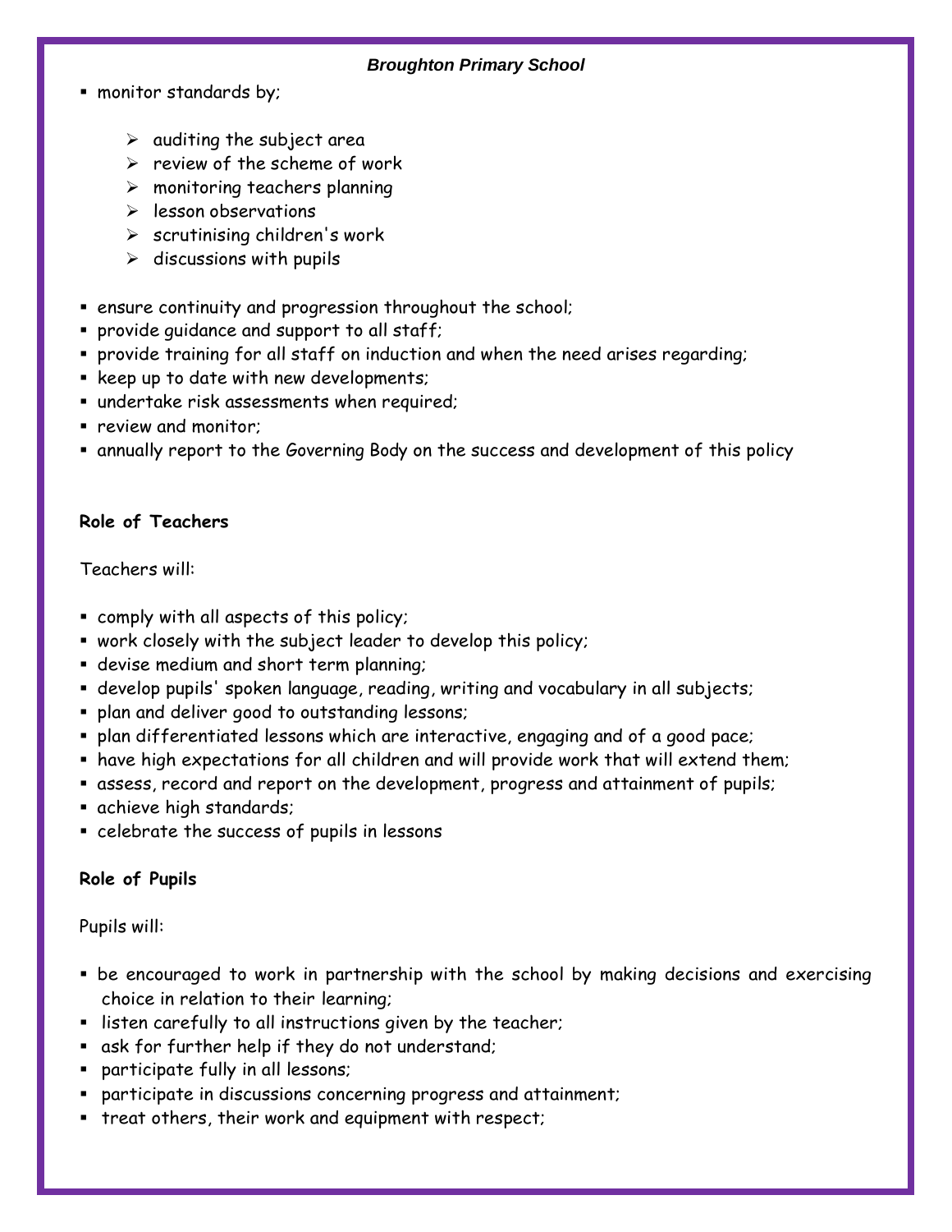- monitor standards by;

    - auditing the subject area
    - review of the scheme of work
    - monitoring teachers planning
    - lesson observations
    - scrutinising children's work
    - discussions with pupils

- ensure continuity and progression throughout the school;
- provide guidance and support to all staff;
- provide training for all staff on induction and when the need arises regarding;
- keep up to date with new developments;
- undertake risk assessments when required;
- review and monitor;
- annually report to the Governing Body on the success and development of this policy

**Role of Teachers**

Teachers will:

- comply with all aspects of this policy;
- work closely with the subject leader to develop this policy;
- devise medium and short term planning;
- develop pupils' spoken language, reading, writing and vocabulary in all subjects;
- plan and deliver good to outstanding lessons;
- plan differentiated lessons which are interactive, engaging and of a good pace;
- have high expectations for all children and will provide work that will extend them;
- assess, record and report on the development, progress and attainment of pupils;
- achieve high standards;
- celebrate the success of pupils in lessons

**Role of Pupils**

Pupils will:

- be encouraged to work in partnership with the school by making decisions and exercising choice in relation to their learning;
- listen carefully to all instructions given by the teacher;
- ask for further help if they do not understand;
- participate fully in all lessons;
- participate in discussions concerning progress and attainment;
- treat others, their work and equipment with respect;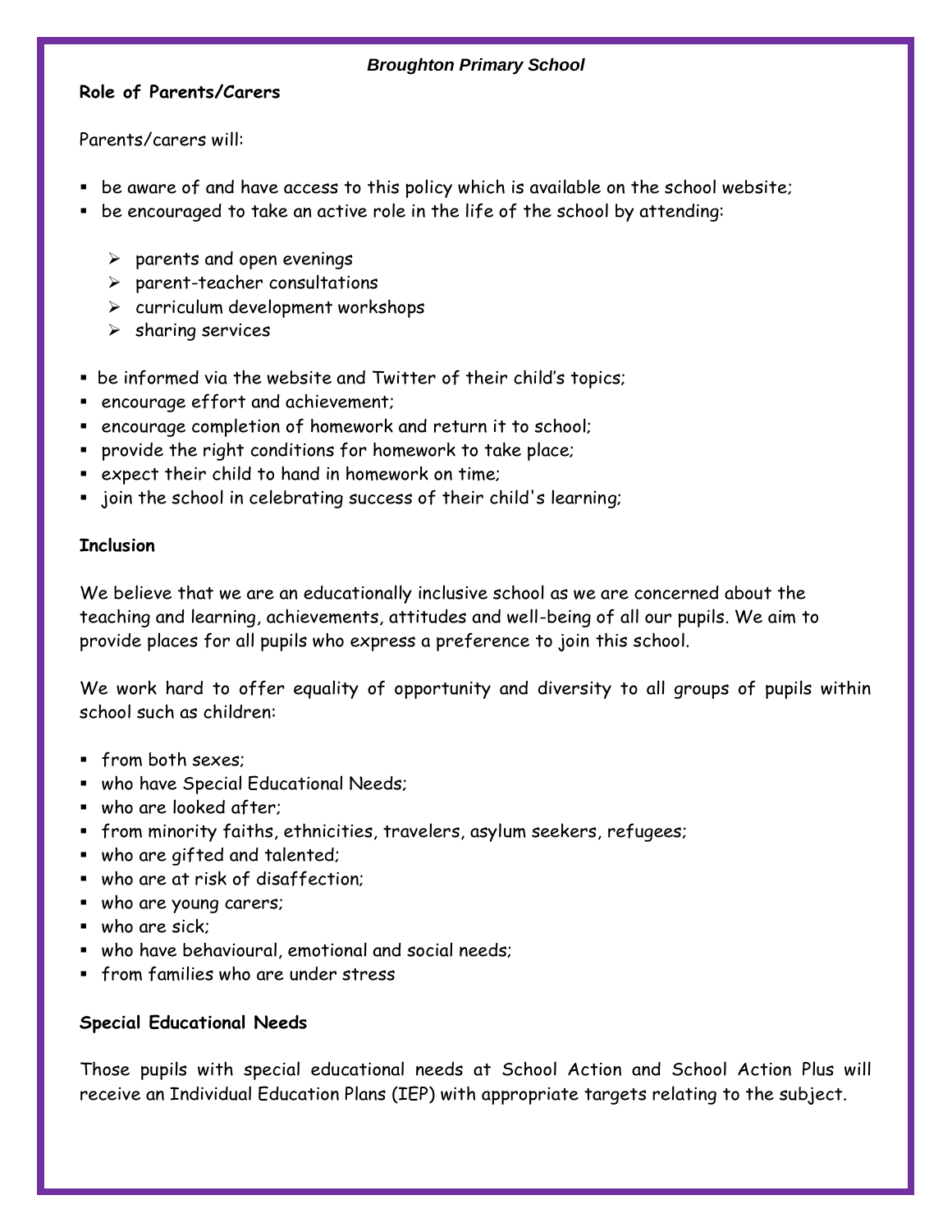**Role of Parents/Carers**

Parents/carers will:

- be aware of and have access to this policy which is available on the school website;
- be encouraged to take an active role in the life of the school by attending:
  - parents and open evenings
  - parent-teacher consultations
  - curriculum development workshops
  - sharing services
- be informed via the website and Twitter of their child's topics;
- encourage effort and achievement;
- encourage completion of homework and return it to school;
- provide the right conditions for homework to take place;
- expect their child to hand in homework on time;
- join the school in celebrating success of their child's learning;

**Inclusion**

We believe that we are an educationally inclusive school as we are concerned about the teaching and learning, achievements, attitudes and well-being of all our pupils. We aim to provide places for all pupils who express a preference to join this school.

We work hard to offer equality of opportunity and diversity to all groups of pupils within school such as children:

- from both sexes;
- who have Special Educational Needs;
- who are looked after;
- from minority faiths, ethnicities, travelers, asylum seekers, refugees;
- who are gifted and talented;
- who are at risk of disaffection;
- who are young carers;
- who are sick;
- who have behavioural, emotional and social needs;
- from families who are under stress

**Special Educational Needs**

Those pupils with special educational needs at School Action and School Action Plus will receive an Individual Education Plans (IEP) with appropriate targets relating to the subject.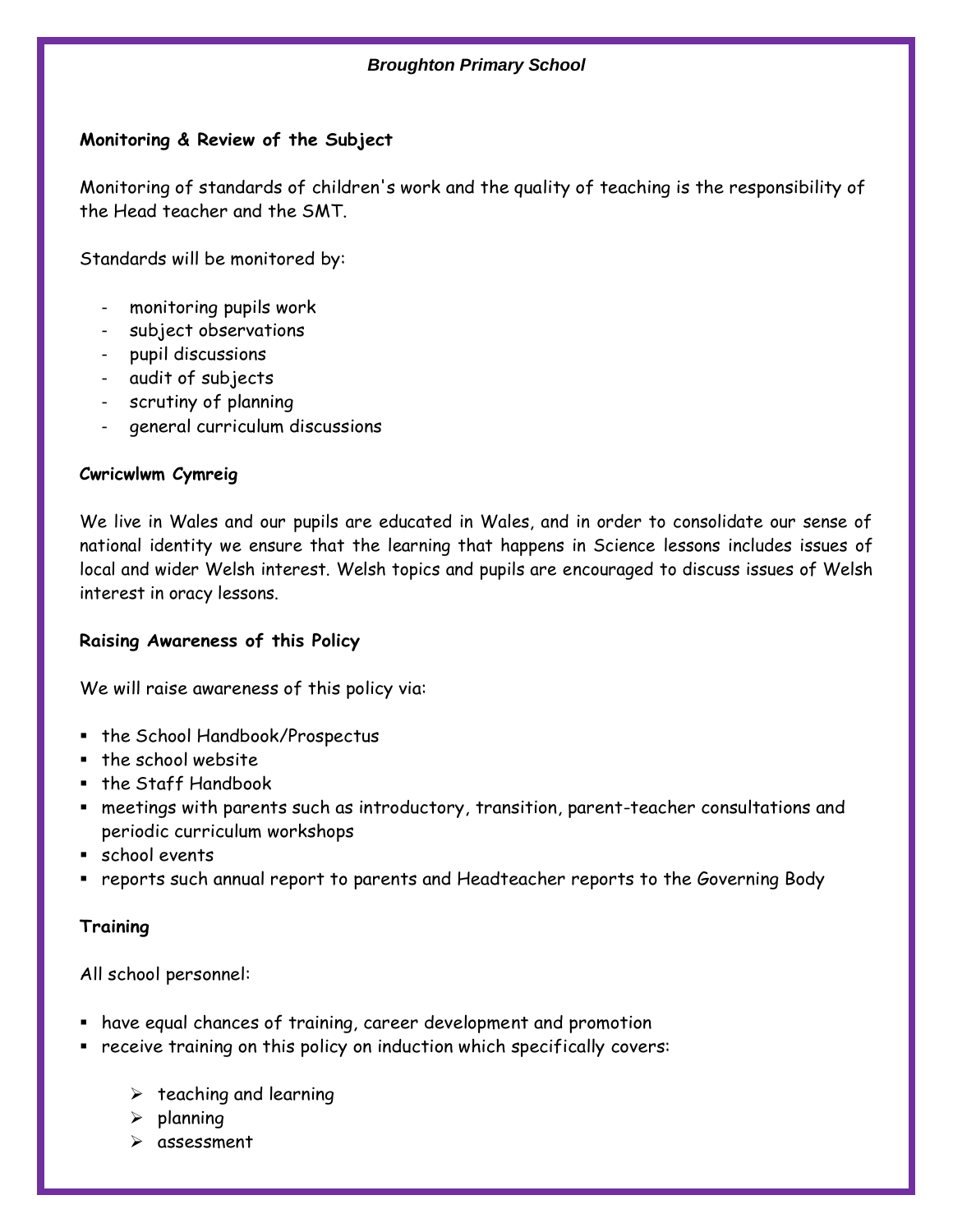**Monitoring & Review of the Subject**

Monitoring of standards of children's work and the quality of teaching is the responsibility of the Head teacher and the SMT.

Standards will be monitored by:

- monitoring pupils work
- subject observations
- pupil discussions
- audit of subjects
- scrutiny of planning
- general curriculum discussions

**Cwricwlwm Cymreig**

We live in Wales and our pupils are educated in Wales, and in order to consolidate our sense of national identity we ensure that the learning that happens in Science lessons includes issues of local and wider Welsh interest. Welsh topics and pupils are encouraged to discuss issues of Welsh interest in oracy lessons.

**Raising Awareness of this Policy**

We will raise awareness of this policy via:

- the School Handbook/Prospectus
- the school website
- the Staff Handbook
- meetings with parents such as introductory, transition, parent-teacher consultations and periodic curriculum workshops
- school events
- reports such annual report to parents and Headteacher reports to the Governing Body

**Training**

All school personnel:

- have equal chances of training, career development and promotion
- receive training on this policy on induction which specifically covers:
    - teaching and learning
    - planning
    - assessment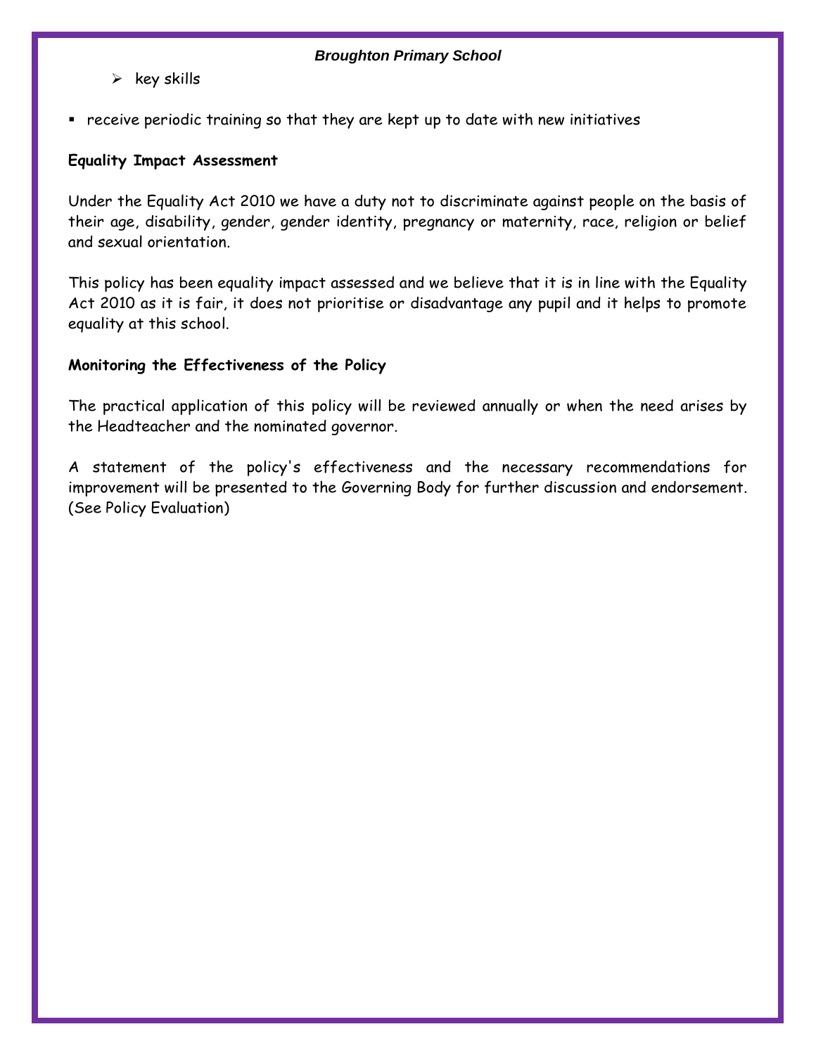- key skills

- receive periodic training so that they are kept up to date with new initiatives

**Equality Impact Assessment**

Under the Equality Act 2010 we have a duty not to discriminate against people on the basis of their age, disability, gender, gender identity, pregnancy or maternity, race, religion or belief and sexual orientation.

This policy has been equality impact assessed and we believe that it is in line with the Equality Act 2010 as it is fair, it does not prioritise or disadvantage any pupil and it helps to promote equality at this school.

**Monitoring the Effectiveness of the Policy**

The practical application of this policy will be reviewed annually or when the need arises by the Headteacher and the nominated governor.

A statement of the policy's effectiveness and the necessary recommendations for improvement will be presented to the Governing Body for further discussion and endorsement. (See Policy Evaluation)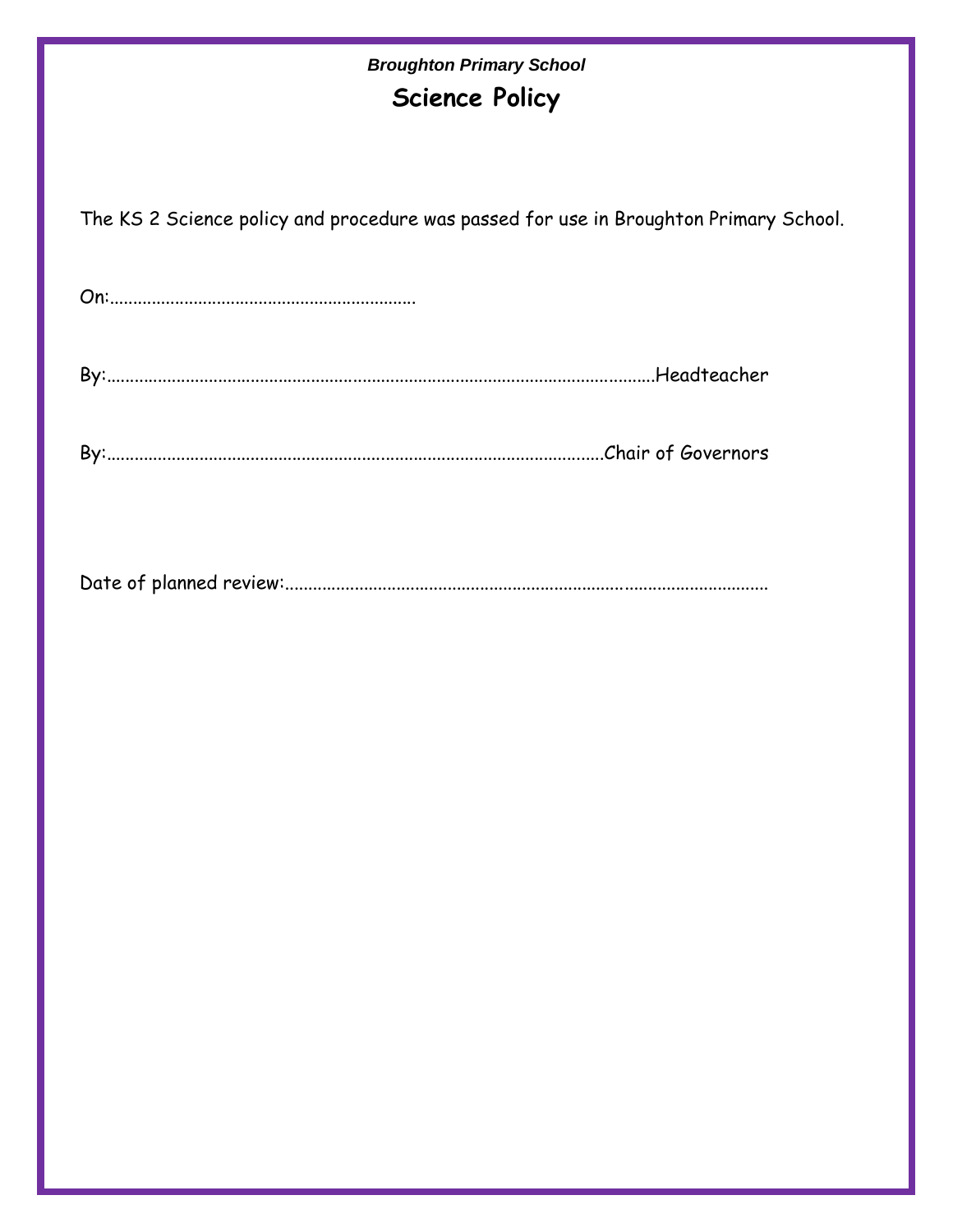***Broughton Primary School***

# Science Policy

The KS 2 Science policy and procedure was passed for use in Broughton Primary School.

On:.................................................................

By:.......................................................................................................................Headteacher

By:............................................................................................................Chair of Governors

Date of planned review:......................................................................................................